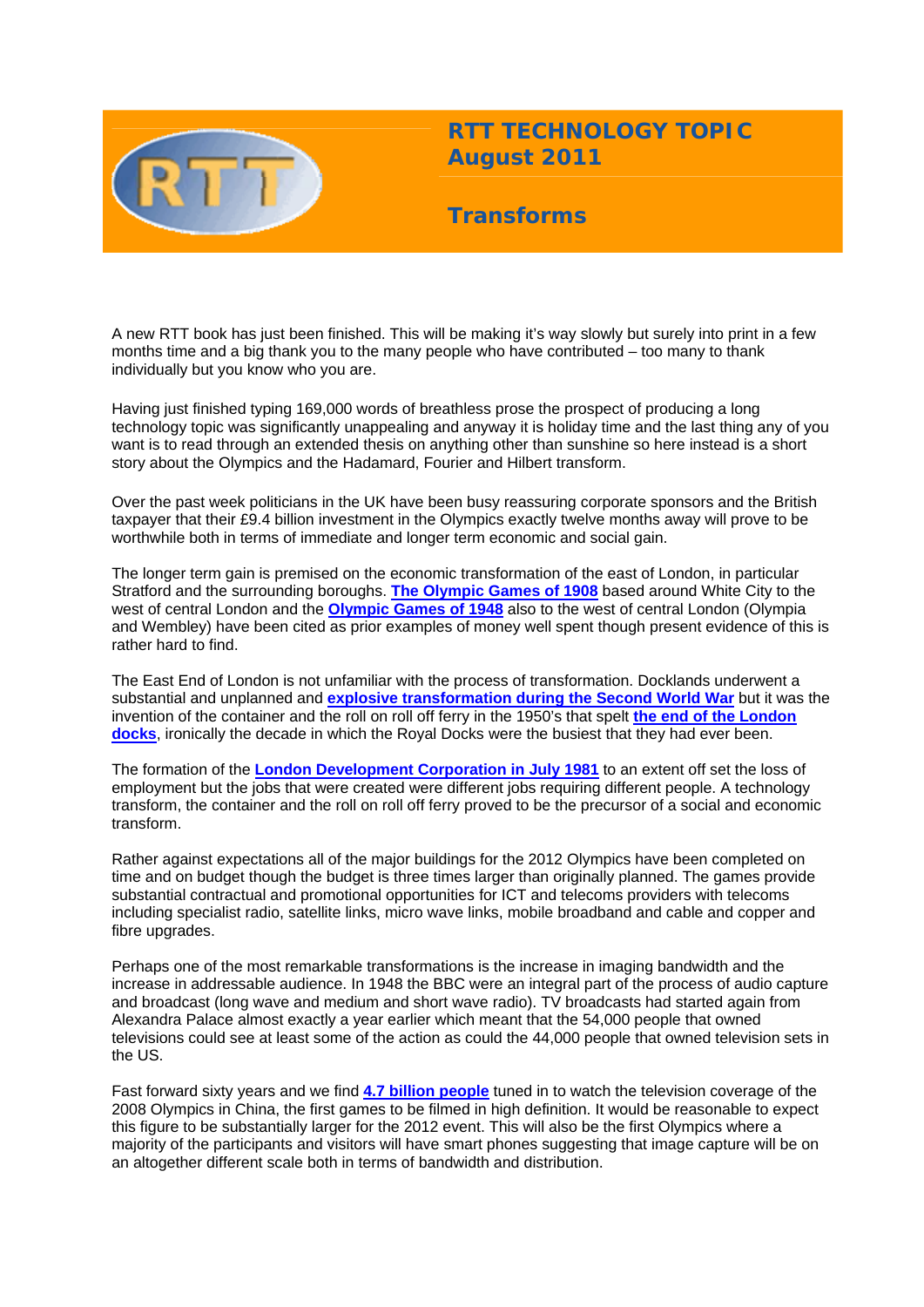# RTT TECHNOLOGY TOPIC August 2011

## Transforms

A new RTT book has just been finished. This will be making it's way slowly but surely into print in a few months time and a big thank you to the many people who have contributed – too many to thank individually but you know who you are.

Having just finished typing 169,000 words of breathless prose the prospect of producing a long technology topic was significantly unappealing and anyway it is holiday time and the last thing any of you want is to read through an extended thesis on anything other than sunshine so here instead is a short story about the Olympics and the Hadamard, Fourier and Hilbert transform.

Over the past week politicians in the UK have been busy reassuring corporate sponsors and the British taxpayer that their £9.4 billion investment in the Olympics exactly twelve months away will prove to be worthwhile both in terms of immediate and longer term economic and social gain.

The longer term gain is premised on the economic transformation of the east of London, in particular Stratford and the surrounding boroughs. **The Olympic Games of 1908** based around White City to the west of central London and the **Olympic Games of 1948** also to the west of central London (Olympia and Wembley) have been cited as prior examples of money well spent though present evidence of this is rather hard to find.

The East End of London is not unfamiliar with the process of transformation. Docklands underwent a substantial and unplanned and **explosive transformation during the Second World War** but it was the invention of the container and the roll on roll off ferry in the 1950's that spelt **the end of the London docks**, ironically the decade in which the Royal Docks were the busiest that they had ever been.

The formation of the **London Development Corporation in July 1981** to an extent off set the loss of employment but the jobs that were created were different jobs requiring different people. A technology transform, the container and the roll on roll off ferry proved to be the precursor of a social and economic transform.

Rather against expectations all of the major buildings for the 2012 Olympics have been completed on time and on budget though the budget is three times larger than originally planned. The games provide substantial contractual and promotional opportunities for ICT and telecoms providers with telecoms including specialist radio, satellite links, micro wave links, mobile broadband and cable and copper and fibre upgrades.

Perhaps one of the most remarkable transformations is the increase in imaging bandwidth and the increase in addressable audience. In 1948 the BBC were an integral part of the process of audio capture and broadcast (long wave and medium and short wave radio). TV broadcasts had started again from Alexandra Palace almost exactly a year earlier which meant that the 54,000 people that owned televisions could see at least some of the action as could the 44,000 people that owned television sets in the US.

Fast forward sixty years and we find **4.7 billion people** tuned in to watch the television coverage of the 2008 Olympics in China, the first games to be filmed in high definition. It would be reasonable to expect this figure to be substantially larger for the 2012 event. This will also be the first Olympics where a majority of the participants and visitors will have smart phones suggesting that image capture will be on an altogether different scale both in terms of bandwidth and distribution.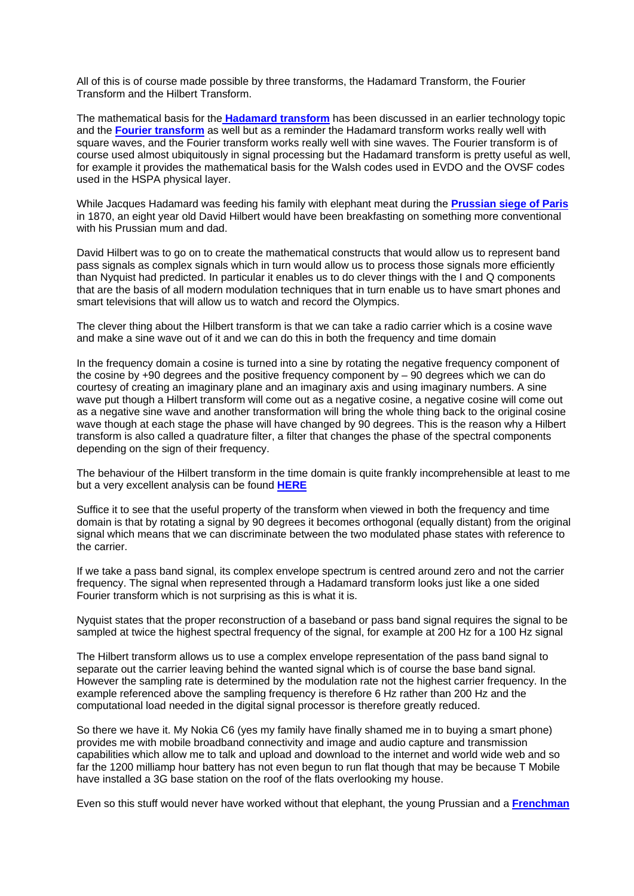All of this is of course made possible by three transforms, the Hadamard Transform, the Fourier Transform and the Hilbert Transform.

The mathematical basis for the **Hadamard transform** has been discussed in an earlier technology topic and the **Fourier transform** as well but as a reminder the Hadamard transform works really well with square waves, and the Fourier transform works really well with sine waves. The Fourier transform is of course used almost ubiquitously in signal processing but the Hadamard transform is pretty useful as well, for example it provides the mathematical basis for the Walsh codes used in EVDO and the OVSF codes used in the HSPA physical layer.

While Jacques Hadamard was feeding his family with elephant meat during the **Prussian siege of Paris** in 1870, an eight year old David Hilbert would have been breakfasting on something more conventional with his Prussian mum and dad.

David Hilbert was to go on to create the mathematical constructs that would allow us to represent band pass signals as complex signals which in turn would allow us to process those signals more efficiently than Nyquist had predicted. In particular it enables us to do clever things with the I and Q components that are the basis of all modern modulation techniques that in turn enable us to have smart phones and smart televisions that will allow us to watch and record the Olympics.

The clever thing about the Hilbert transform is that we can take a radio carrier which is a cosine wave and make a sine wave out of it and we can do this in both the frequency and time domain

In the frequency domain a cosine is turned into a sine by rotating the negative frequency component of the cosine by +90 degrees and the positive frequency component by – 90 degrees which we can do courtesy of creating an imaginary plane and an imaginary axis and using imaginary numbers. A sine wave put though a Hilbert transform will come out as a negative cosine, a negative cosine will come out as a negative sine wave and another transformation will bring the whole thing back to the original cosine wave though at each stage the phase will have changed by 90 degrees. This is the reason why a Hilbert transform is also called a quadrature filter, a filter that changes the phase of the spectral components depending on the sign of their frequency.

The behaviour of the Hilbert transform in the time domain is quite frankly incomprehensible at least to me but a very excellent analysis can be found **HERE**

Suffice it to see that the useful property of the transform when viewed in both the frequency and time domain is that by rotating a signal by 90 degrees it becomes orthogonal (equally distant) from the original signal which means that we can discriminate between the two modulated phase states with reference to the carrier.

If we take a pass band signal, its complex envelope spectrum is centred around zero and not the carrier frequency. The signal when represented through a Hadamard transform looks just like a one sided Fourier transform which is not surprising as this is what it is.

Nyquist states that the proper reconstruction of a baseband or pass band signal requires the signal to be sampled at twice the highest spectral frequency of the signal, for example at 200 Hz for a 100 Hz signal

The Hilbert transform allows us to use a complex envelope representation of the pass band signal to separate out the carrier leaving behind the wanted signal which is of course the base band signal. However the sampling rate is determined by the modulation rate not the highest carrier frequency. In the example referenced above the sampling frequency is therefore 6 Hz rather than 200 Hz and the computational load needed in the digital signal processor is therefore greatly reduced.

So there we have it. My Nokia C6 (yes my family have finally shamed me in to buying a smart phone) provides me with mobile broadband connectivity and image and audio capture and transmission capabilities which allow me to talk and upload and download to the internet and world wide web and so far the 1200 milliamp hour battery has not even begun to run flat though that may be because T Mobile have installed a 3G base station on the roof of the flats overlooking my house.

Even so this stuff would never have worked without that elephant, the young Prussian and a **Frenchman**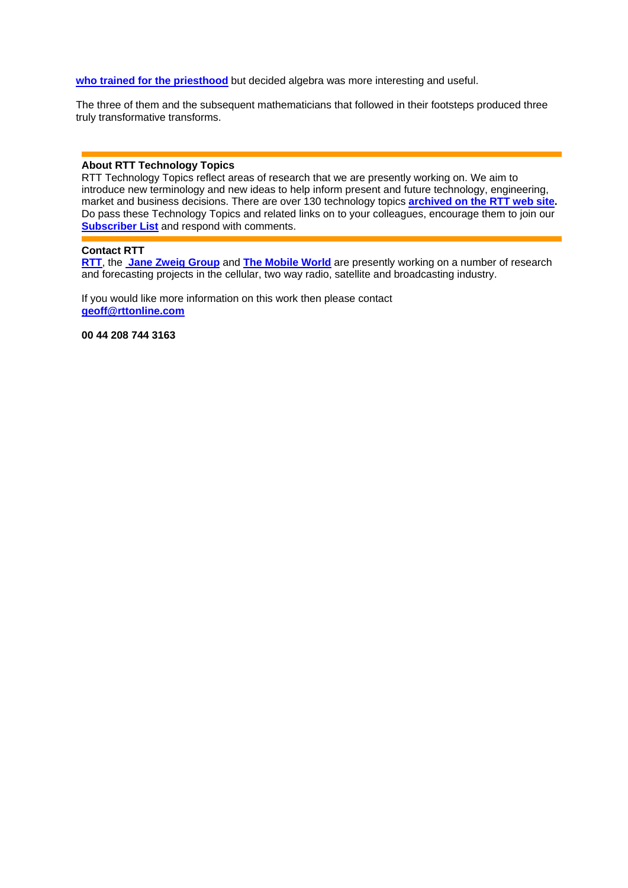**who trained for the priesthood** but decided algebra was more interesting and useful.

The three of them and the subsequent mathematicians that followed in their footsteps produced three truly transformative transforms.

---

**About RTT Technology Topics**
RTT Technology Topics reflect areas of research that we are presently working on. We aim to introduce new terminology and new ideas to help inform present and future technology, engineering, market and business decisions. There are over 130 technology topics **archived on the RTT web site.** Do pass these Technology Topics and related links on to your colleagues, encourage them to join our **Subscriber List** and respond with comments.

---

**Contact RTT**
**RTT**, the **Jane Zweig Group** and **The Mobile World** are presently working on a number of research and forecasting projects in the cellular, two way radio, satellite and broadcasting industry.

If you would like more information on this work then please contact
**geoff@rttonline.com**

**00 44 208 744 3163**